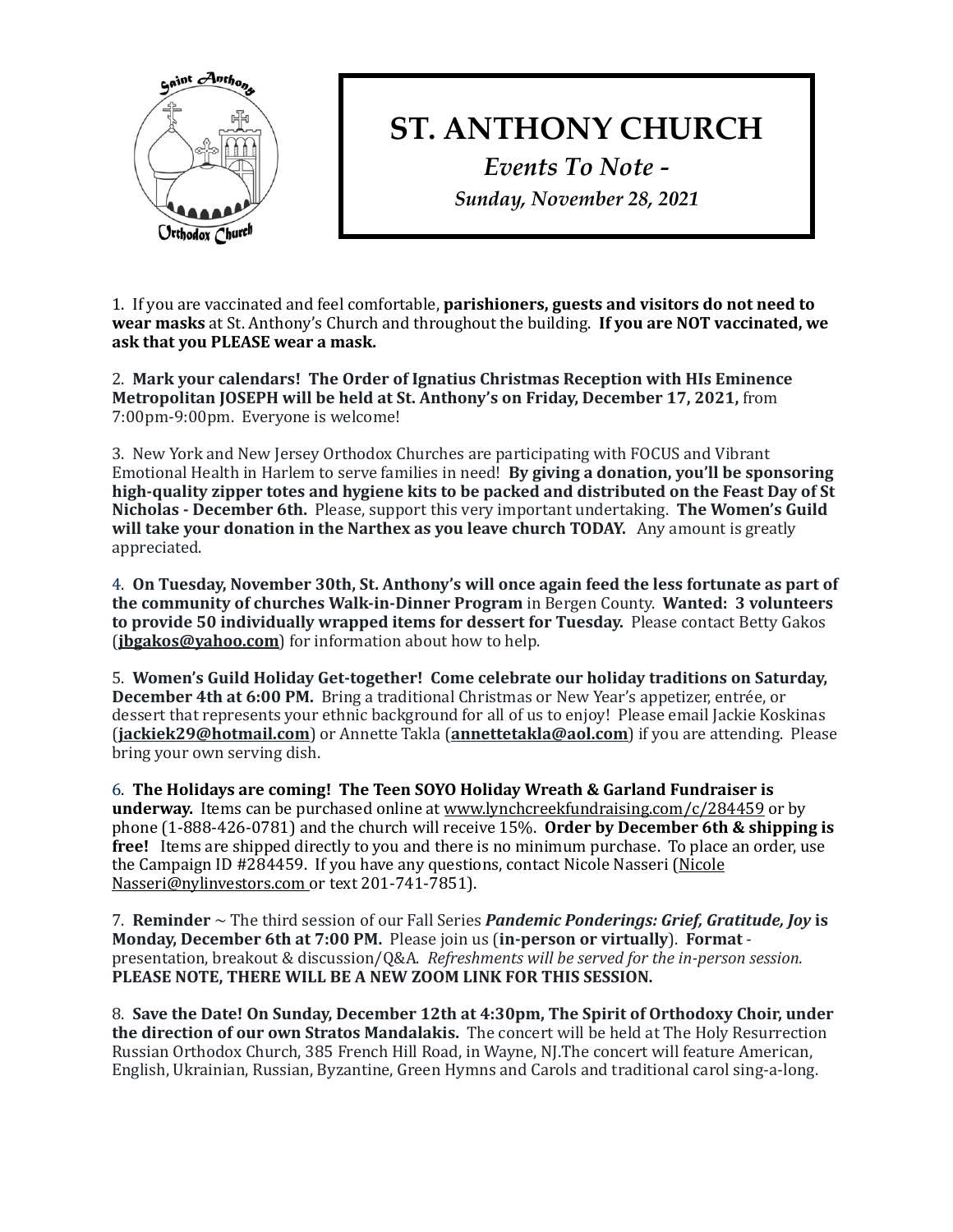# ST. ANTHONY CHURCH

*Events To Note -*

*Sunday, November 28, 2021*

1. If you are vaccinated and feel comfortable, **parishioners, guests and visitors do not need to wear masks** at St. Anthony's Church and throughout the building. **If you are NOT vaccinated, we ask that you PLEASE wear a mask.**

2. **Mark your calendars! The Order of Ignatius Christmas Reception with HIs Eminence Metropolitan JOSEPH will be held at St. Anthony's on Friday, December 17, 2021,** from 7:00pm-9:00pm. Everyone is welcome!

3. New York and New Jersey Orthodox Churches are participating with FOCUS and Vibrant Emotional Health in Harlem to serve families in need! **By giving a donation, you'll be sponsoring high-quality zipper totes and hygiene kits to be packed and distributed on the Feast Day of St Nicholas - December 6th.** Please, support this very important undertaking. **The Women's Guild will take your donation in the Narthex as you leave church TODAY.** Any amount is greatly appreciated.

4. **On Tuesday, November 30th, St. Anthony's will once again feed the less fortunate as part of the community of churches Walk-in-Dinner Program** in Bergen County. **Wanted: 3 volunteers to provide 50 individually wrapped items for dessert for Tuesday.** Please contact Betty Gakos (**jbgakos@yahoo.com**) for information about how to help.

5. **Women's Guild Holiday Get-together! Come celebrate our holiday traditions on Saturday, December 4th at 6:00 PM.** Bring a traditional Christmas or New Year's appetizer, entrée, or dessert that represents your ethnic background for all of us to enjoy! Please email Jackie Koskinas (**jackiek29@hotmail.com**) or Annette Takla (**annettetakla@aol.com**) if you are attending. Please bring your own serving dish.

6. **The Holidays are coming! The Teen SOYO Holiday Wreath & Garland Fundraiser is underway.** Items can be purchased online at www.lynchcreekfundraising.com/c/284459 or by phone (1-888-426-0781) and the church will receive 15%. **Order by December 6th & shipping is free!** Items are shipped directly to you and there is no minimum purchase. To place an order, use the Campaign ID #284459. If you have any questions, contact Nicole Nasseri (Nicole Nasseri@nylinvestors.com or text 201-741-7851).

7. **Reminder** ~ The third session of our Fall Series ***Pandemic Ponderings: Grief, Gratitude, Joy* is Monday, December 6th at 7:00 PM.** Please join us (**in-person or virtually**). **Format** - presentation, breakout & discussion/Q&A. *Refreshments will be served for the in-person session.* **PLEASE NOTE, THERE WILL BE A NEW ZOOM LINK FOR THIS SESSION.**

8. **Save the Date! On Sunday, December 12th at 4:30pm, The Spirit of Orthodoxy Choir, under the direction of our own Stratos Mandalakis.** The concert will be held at The Holy Resurrection Russian Orthodox Church, 385 French Hill Road, in Wayne, NJ.The concert will feature American, English, Ukrainian, Russian, Byzantine, Green Hymns and Carols and traditional carol sing-a-long.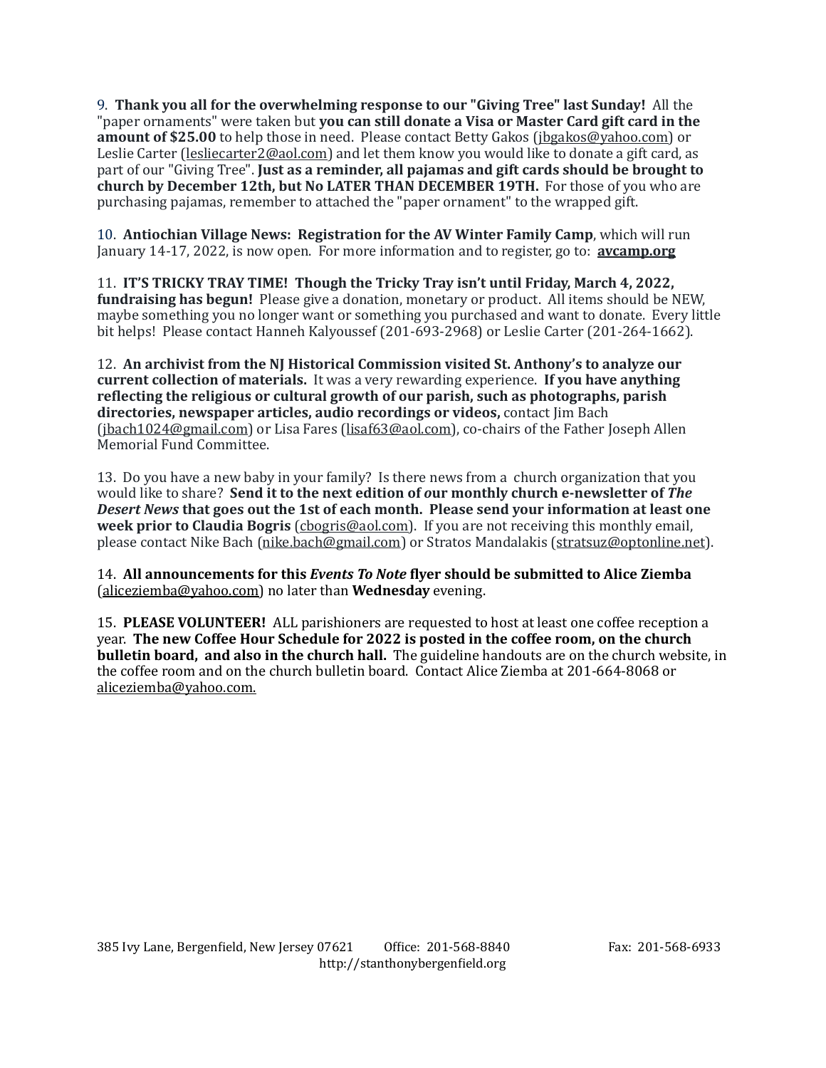9. **Thank you all for the overwhelming response to our "Giving Tree" last Sunday!** All the "paper ornaments" were taken but **you can still donate a Visa or Master Card gift card in the amount of $25.00** to help those in need. Please contact Betty Gakos (jbgakos@yahoo.com) or Leslie Carter (lesliecarter2@aol.com) and let them know you would like to donate a gift card, as part of our "Giving Tree". **Just as a reminder, all pajamas and gift cards should be brought to church by December 12th, but No LATER THAN DECEMBER 19TH.** For those of you who are purchasing pajamas, remember to attached the "paper ornament" to the wrapped gift.

10. **Antiochian Village News: Registration for the AV Winter Family Camp**, which will run January 14-17, 2022, is now open. For more information and to register, go to: **avcamp.org**

11. **IT'S TRICKY TRAY TIME! Though the Tricky Tray isn't until Friday, March 4, 2022, fundraising has begun!** Please give a donation, monetary or product. All items should be NEW, maybe something you no longer want or something you purchased and want to donate. Every little bit helps! Please contact Hanneh Kalyoussef (201-693-2968) or Leslie Carter (201-264-1662).

12. **An archivist from the NJ Historical Commission visited St. Anthony's to analyze our current collection of materials.** It was a very rewarding experience. **If you have anything reflecting the religious or cultural growth of our parish, such as photographs, parish directories, newspaper articles, audio recordings or videos,** contact Jim Bach (jbach1024@gmail.com) or Lisa Fares (lisaf63@aol.com), co-chairs of the Father Joseph Allen Memorial Fund Committee.

13. Do you have a new baby in your family? Is there news from a church organization that you would like to share? **Send it to the next edition of our monthly church e-newsletter of *The Desert News* that goes out the 1st of each month. Please send your information at least one week prior to Claudia Bogris** (cbogris@aol.com). If you are not receiving this monthly email, please contact Nike Bach (nike.bach@gmail.com) or Stratos Mandalakis (stratsuz@optonline.net).

14. **All announcements for this *Events To Note* flyer should be submitted to Alice Ziemba** (aliceziemba@yahoo.com) no later than **Wednesday** evening.

15. **PLEASE VOLUNTEER!** ALL parishioners are requested to host at least one coffee reception a year. **The new Coffee Hour Schedule for 2022 is posted in the coffee room, on the church bulletin board, and also in the church hall.** The guideline handouts are on the church website, in the coffee room and on the church bulletin board. Contact Alice Ziemba at 201-664-8068 or aliceziemba@yahoo.com.

385 Ivy Lane, Bergenfield, New Jersey 07621 Office: 201-568-8840 Fax: 201-568-6933
http://stanthonybergenfield.org